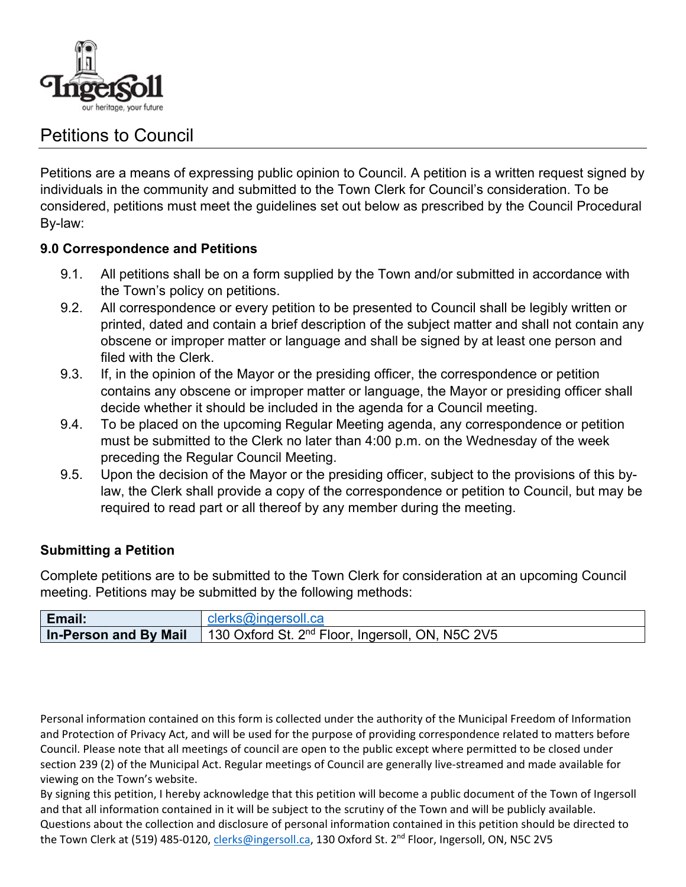Ingersoll

our heritage, your future

# Petitions to Council

Petitions are a means of expressing public opinion to Council. A petition is a written request signed by individuals in the community and submitted to the Town Clerk for Council's consideration. To be considered, petitions must meet the guidelines set out below as prescribed by the Council Procedural By-law:

### 9.0 Correspondence and Petitions

9.1. All petitions shall be on a form supplied by the Town and/or submitted in accordance with the Town's policy on petitions.

9.2. All correspondence or every petition to be presented to Council shall be legibly written or printed, dated and contain a brief description of the subject matter and shall not contain any obscene or improper matter or language and shall be signed by at least one person and filed with the Clerk.

9.3. If, in the opinion of the Mayor or the presiding officer, the correspondence or petition contains any obscene or improper matter or language, the Mayor or presiding officer shall decide whether it should be included in the agenda for a Council meeting.

9.4. To be placed on the upcoming Regular Meeting agenda, any correspondence or petition must be submitted to the Clerk no later than 4:00 p.m. on the Wednesday of the week preceding the Regular Council Meeting.

9.5. Upon the decision of the Mayor or the presiding officer, subject to the provisions of this by-law, the Clerk shall provide a copy of the correspondence or petition to Council, but may be required to read part or all thereof by any member during the meeting.

### Submitting a Petition

Complete petitions are to be submitted to the Town Clerk for consideration at an upcoming Council meeting. Petitions may be submitted by the following methods:

| | |
|---|---|
| **Email:** | clerks@ingersoll.ca |
| **In-Person and By Mail** | 130 Oxford St. 2nd Floor, Ingersoll, ON, N5C 2V5 |

Personal information contained on this form is collected under the authority of the Municipal Freedom of Information and Protection of Privacy Act, and will be used for the purpose of providing correspondence related to matters before Council. Please note that all meetings of council are open to the public except where permitted to be closed under section 239 (2) of the Municipal Act. Regular meetings of Council are generally live-streamed and made available for viewing on the Town's website.

By signing this petition, I hereby acknowledge that this petition will become a public document of the Town of Ingersoll and that all information contained in it will be subject to the scrutiny of the Town and will be publicly available. Questions about the collection and disclosure of personal information contained in this petition should be directed to the Town Clerk at (519) 485-0120, clerks@ingersoll.ca, 130 Oxford St. 2nd Floor, Ingersoll, ON, N5C 2V5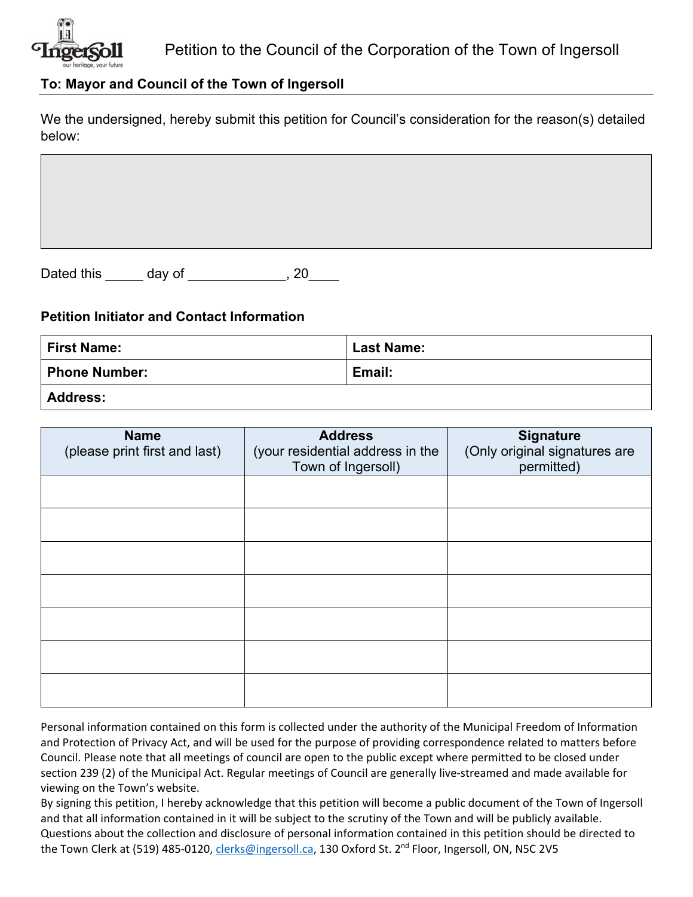# Petition to the Council of the Corporation of the Town of Ingersoll

**To: Mayor and Council of the Town of Ingersoll**

We the undersigned, hereby submit this petition for Council's consideration for the reason(s) detailed below:

Dated this _____ day of _____________, 20____

### Petition Initiator and Contact Information

| **First Name:** | **Last Name:** |
|---|---|
| **Phone Number:** | **Email:** |
| **Address:** | |

| **Name** (please print first and last) | **Address** (your residential address in the Town of Ingersoll) | **Signature** (Only original signatures are permitted) |
|---|---|---|
| | | |
| | | |
| | | |
| | | |
| | | |
| | | |
| | | |

Personal information contained on this form is collected under the authority of the Municipal Freedom of Information and Protection of Privacy Act, and will be used for the purpose of providing correspondence related to matters before Council. Please note that all meetings of council are open to the public except where permitted to be closed under section 239 (2) of the Municipal Act. Regular meetings of Council are generally live-streamed and made available for viewing on the Town's website.

By signing this petition, I hereby acknowledge that this petition will become a public document of the Town of Ingersoll and that all information contained in it will be subject to the scrutiny of the Town and will be publicly available. Questions about the collection and disclosure of personal information contained in this petition should be directed to the Town Clerk at (519) 485-0120, clerks@ingersoll.ca, 130 Oxford St. 2nd Floor, Ingersoll, ON, N5C 2V5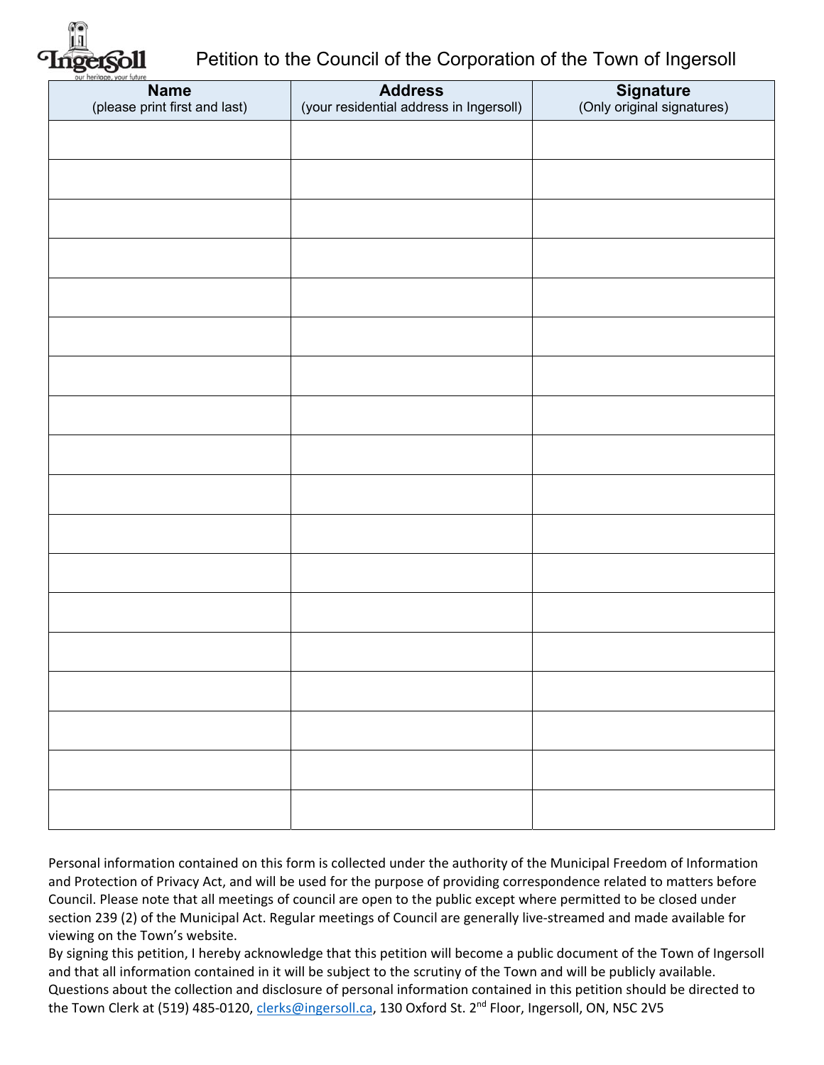# Petition to the Council of the Corporation of the Town of Ingersoll

| **Name**<br>(please print first and last) | **Address**<br>(your residential address in Ingersoll) | **Signature**<br>(Only original signatures) |
|---|---|---|
| | | |
| | | |
| | | |
| | | |
| | | |
| | | |
| | | |
| | | |
| | | |
| | | |
| | | |
| | | |
| | | |
| | | |
| | | |
| | | |
| | | |
| | | |

Personal information contained on this form is collected under the authority of the Municipal Freedom of Information and Protection of Privacy Act, and will be used for the purpose of providing correspondence related to matters before Council. Please note that all meetings of council are open to the public except where permitted to be closed under section 239 (2) of the Municipal Act. Regular meetings of Council are generally live-streamed and made available for viewing on the Town's website.

By signing this petition, I hereby acknowledge that this petition will become a public document of the Town of Ingersoll and that all information contained in it will be subject to the scrutiny of the Town and will be publicly available. Questions about the collection and disclosure of personal information contained in this petition should be directed to the Town Clerk at (519) 485-0120, clerks@ingersoll.ca, 130 Oxford St. 2nd Floor, Ingersoll, ON, N5C 2V5